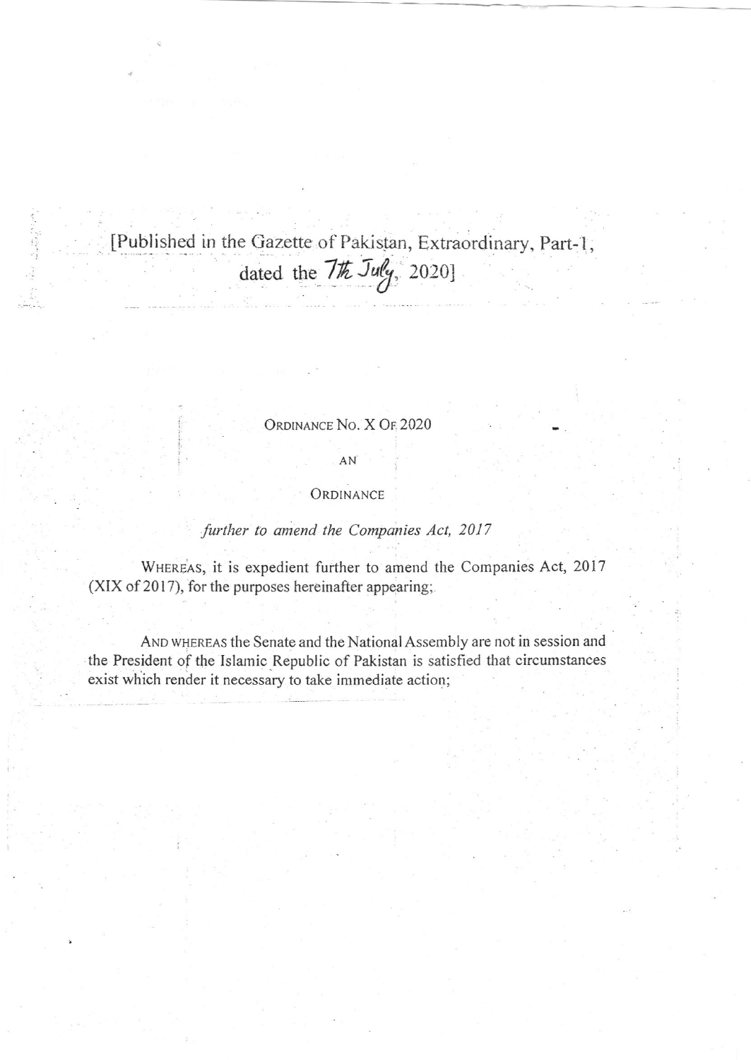[Published in the Gazette of Pakistan, Extraordinary, Part-I,
dated the 7th July, 2020]

ORDINANCE NO. X OF 2020

AN

ORDINANCE

*further to amend the Companies Act, 2017*

WHEREAS, it is expedient further to amend the Companies Act, 2017 (XIX of 2017), for the purposes hereinafter appearing;

AND WHEREAS the Senate and the National Assembly are not in session and the President of the Islamic Republic of Pakistan is satisfied that circumstances exist which render it necessary to take immediate action;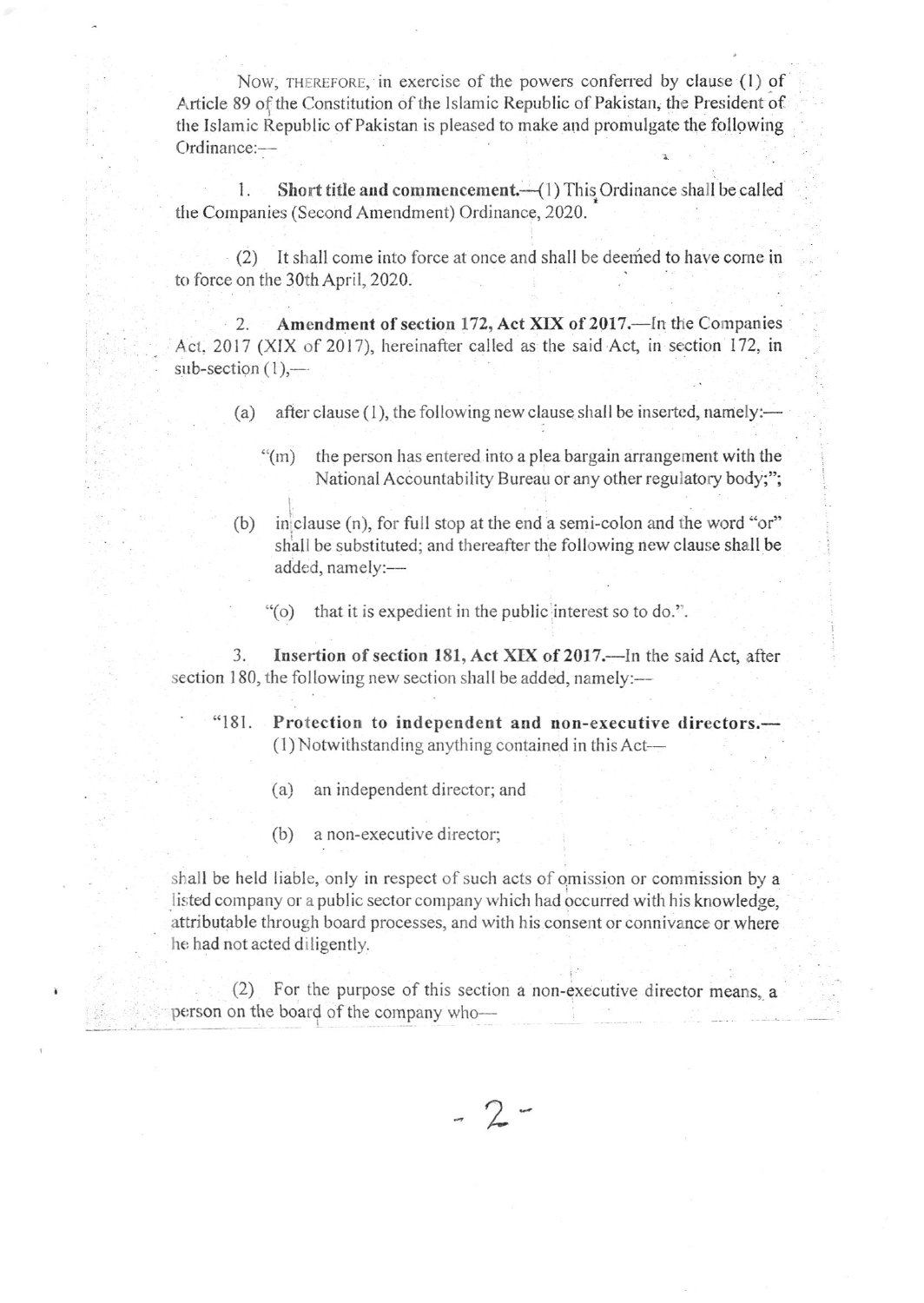NOW, THEREFORE, in exercise of the powers conferred by clause (1) of Article 89 of the Constitution of the Islamic Republic of Pakistan, the President of the Islamic Republic of Pakistan is pleased to make and promulgate the following Ordinance:—

1. **Short title and commencement.**—(1) This Ordinance shall be called the Companies (Second Amendment) Ordinance, 2020.

(2) It shall come into force at once and shall be deemed to have come in to force on the 30th April, 2020.

2. **Amendment of section 172, Act XIX of 2017.**—In the Companies Act, 2017 (XIX of 2017), hereinafter called as the said Act, in section 172, in sub-section (1),—

(a) after clause (l), the following new clause shall be inserted, namely:—

"(m) the person has entered into a plea bargain arrangement with the National Accountability Bureau or any other regulatory body;";

(b) in clause (n), for full stop at the end a semi-colon and the word "or" shall be substituted; and thereafter the following new clause shall be added, namely:—

"(o) that it is expedient in the public interest so to do.".

3. **Insertion of section 181, Act XIX of 2017.**—In the said Act, after section 180, the following new section shall be added, namely:—

"181. **Protection to independent and non-executive directors.**—(1) Notwithstanding anything contained in this Act—

(a) an independent director; and

(b) a non-executive director;

shall be held liable, only in respect of such acts of omission or commission by a listed company or a public sector company which had occurred with his knowledge, attributable through board processes, and with his consent or connivance or where he had not acted diligently.

(2) For the purpose of this section a non-executive director means, a person on the board of the company who—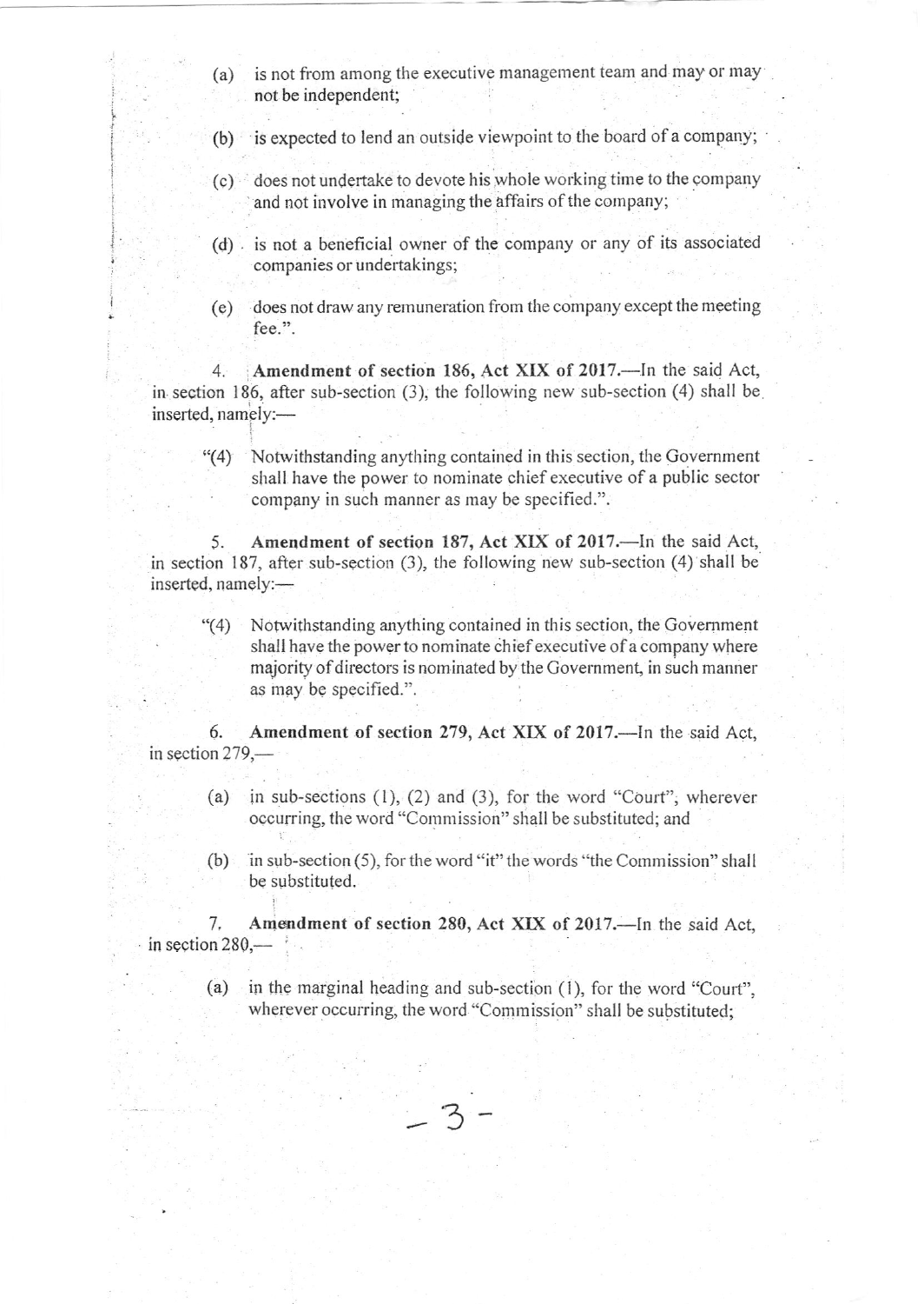(a) is not from among the executive management team and may or may not be independent;

(b) is expected to lend an outside viewpoint to the board of a company;

(c) does not undertake to devote his whole working time to the company and not involve in managing the affairs of the company;

(d) is not a beneficial owner of the company or any of its associated companies or undertakings;

(e) does not draw any remuneration from the company except the meeting fee.".

4. **Amendment of section 186, Act XIX of 2017.**—In the said Act, in section 186, after sub-section (3), the following new sub-section (4) shall be inserted, namely:—

"(4) Notwithstanding anything contained in this section, the Government shall have the power to nominate chief executive of a public sector company in such manner as may be specified.".

5. **Amendment of section 187, Act XIX of 2017.**—In the said Act, in section 187, after sub-section (3), the following new sub-section (4) shall be inserted, namely:—

"(4) Notwithstanding anything contained in this section, the Government shall have the power to nominate chief executive of a company where majority of directors is nominated by the Government, in such manner as may be specified.".

6. **Amendment of section 279, Act XIX of 2017.**—In the said Act, in section 279,—

(a) in sub-sections (1), (2) and (3), for the word "Court", wherever occurring, the word "Commission" shall be substituted; and

(b) in sub-section (5), for the word "it" the words "the Commission" shall be substituted.

7. **Amendment of section 280, Act XIX of 2017.**—In the said Act, in section 280,—

(a) in the marginal heading and sub-section (1), for the word "Court", wherever occurring, the word "Commission" shall be substituted;